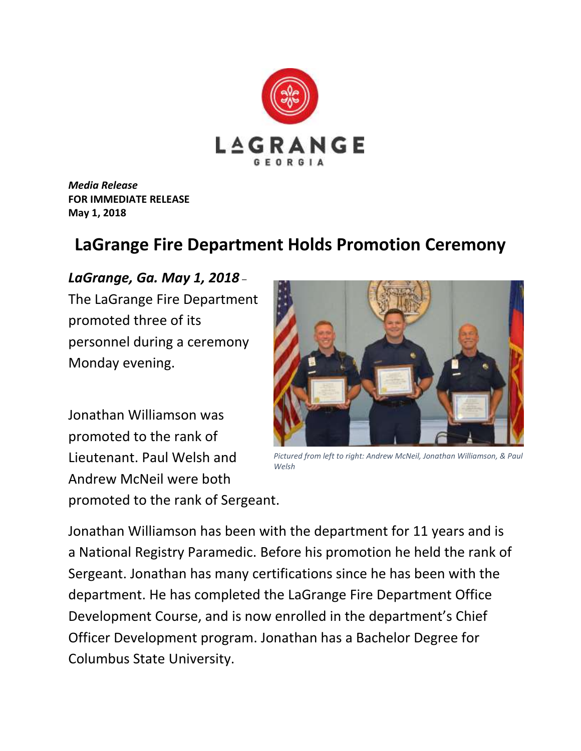LAGRANGE
GEORGIA

***Media Release***
**FOR IMMEDIATE RELEASE**
**May 1, 2018**

# LaGrange Fire Department Holds Promotion Ceremony

***LaGrange, Ga. May 1, 2018*** – The LaGrange Fire Department promoted three of its personnel during a ceremony Monday evening.

*Pictured from left to right: Andrew McNeil, Jonathan Williamson, & Paul Welsh*

Jonathan Williamson was promoted to the rank of Lieutenant. Paul Welsh and Andrew McNeil were both promoted to the rank of Sergeant.

Jonathan Williamson has been with the department for 11 years and is a National Registry Paramedic. Before his promotion he held the rank of Sergeant. Jonathan has many certifications since he has been with the department. He has completed the LaGrange Fire Department Office Development Course, and is now enrolled in the department's Chief Officer Development program. Jonathan has a Bachelor Degree for Columbus State University.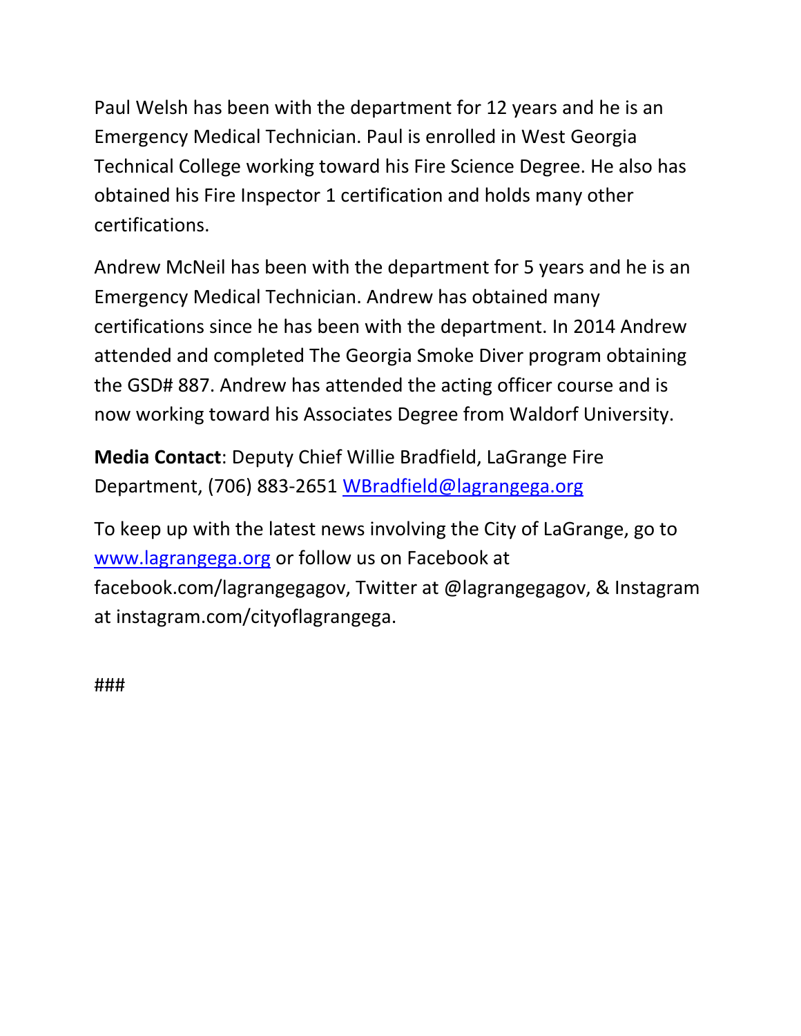Paul Welsh has been with the department for 12 years and he is an Emergency Medical Technician. Paul is enrolled in West Georgia Technical College working toward his Fire Science Degree. He also has obtained his Fire Inspector 1 certification and holds many other certifications.

Andrew McNeil has been with the department for 5 years and he is an Emergency Medical Technician. Andrew has obtained many certifications since he has been with the department. In 2014 Andrew attended and completed The Georgia Smoke Diver program obtaining the GSD# 887. Andrew has attended the acting officer course and is now working toward his Associates Degree from Waldorf University.

**Media Contact**: Deputy Chief Willie Bradfield, LaGrange Fire Department, (706) 883-2651 WBradfield@lagrangega.org

To keep up with the latest news involving the City of LaGrange, go to www.lagrangega.org or follow us on Facebook at facebook.com/lagrangegagov, Twitter at @lagrangegagov, & Instagram at instagram.com/cityoflagrangega.

###